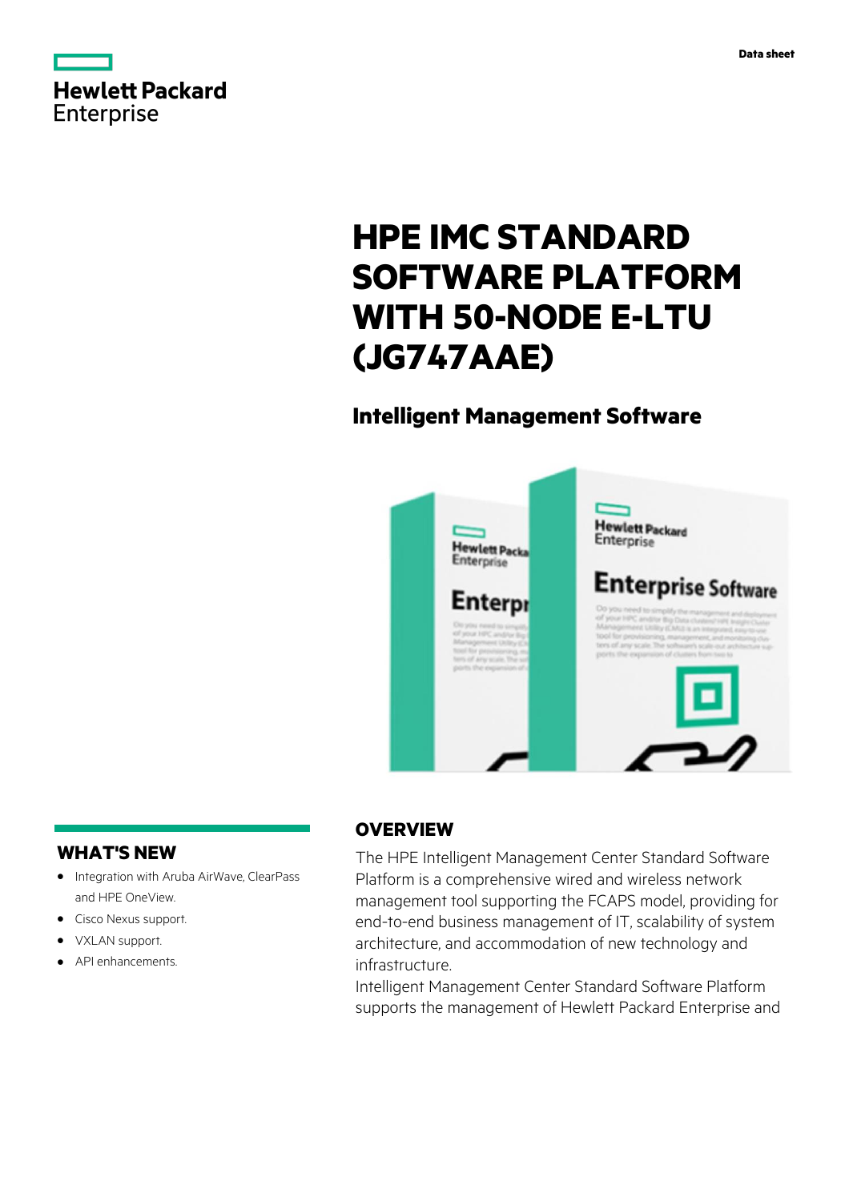Data sheet

# HPE IMC STANDARD SOFTWARE PLATFORM WITH 50-NODE E-LTU (JG747AAE)

## Intelligent Management Software

## OVERVIEW

The HPE Intelligent Management Center Standard Software Platform is a comprehensive wired and wireless network management tool supporting the FCAPS model, providing for end-to-end business management of IT, scalability of system architecture, and accommodation of new technology and infrastructure.

Intelligent Management Center Standard Software Platform supports the management of Hewlett Packard Enterprise and

## WHAT'S NEW

- Integration with Aruba AirWave, ClearPass and HPE OneView.
- Cisco Nexus support.
- VXLAN support.
- API enhancements.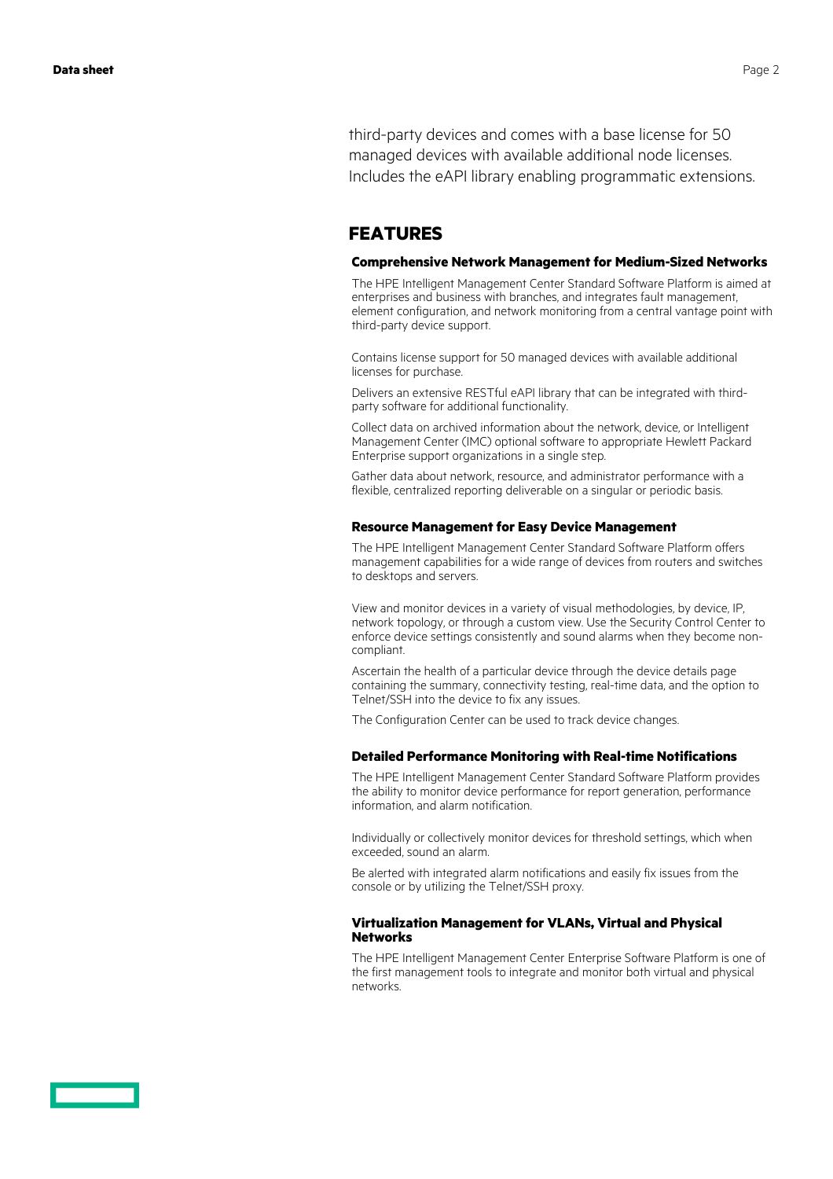third-party devices and comes with a base license for 50 managed devices with available additional node licenses. Includes the eAPI library enabling programmatic extensions.

## FEATURES

### Comprehensive Network Management for Medium-Sized Networks

The HPE Intelligent Management Center Standard Software Platform is aimed at enterprises and business with branches, and integrates fault management, element configuration, and network monitoring from a central vantage point with third-party device support.

Contains license support for 50 managed devices with available additional licenses for purchase.

Delivers an extensive RESTful eAPI library that can be integrated with third-party software for additional functionality.

Collect data on archived information about the network, device, or Intelligent Management Center (IMC) optional software to appropriate Hewlett Packard Enterprise support organizations in a single step.

Gather data about network, resource, and administrator performance with a flexible, centralized reporting deliverable on a singular or periodic basis.

### Resource Management for Easy Device Management

The HPE Intelligent Management Center Standard Software Platform offers management capabilities for a wide range of devices from routers and switches to desktops and servers.

View and monitor devices in a variety of visual methodologies, by device, IP, network topology, or through a custom view. Use the Security Control Center to enforce device settings consistently and sound alarms when they become non-compliant.

Ascertain the health of a particular device through the device details page containing the summary, connectivity testing, real-time data, and the option to Telnet/SSH into the device to fix any issues.

The Configuration Center can be used to track device changes.

### Detailed Performance Monitoring with Real-time Notifications

The HPE Intelligent Management Center Standard Software Platform provides the ability to monitor device performance for report generation, performance information, and alarm notification.

Individually or collectively monitor devices for threshold settings, which when exceeded, sound an alarm.

Be alerted with integrated alarm notifications and easily fix issues from the console or by utilizing the Telnet/SSH proxy.

### Virtualization Management for VLANs, Virtual and Physical Networks

The HPE Intelligent Management Center Enterprise Software Platform is one of the first management tools to integrate and monitor both virtual and physical networks.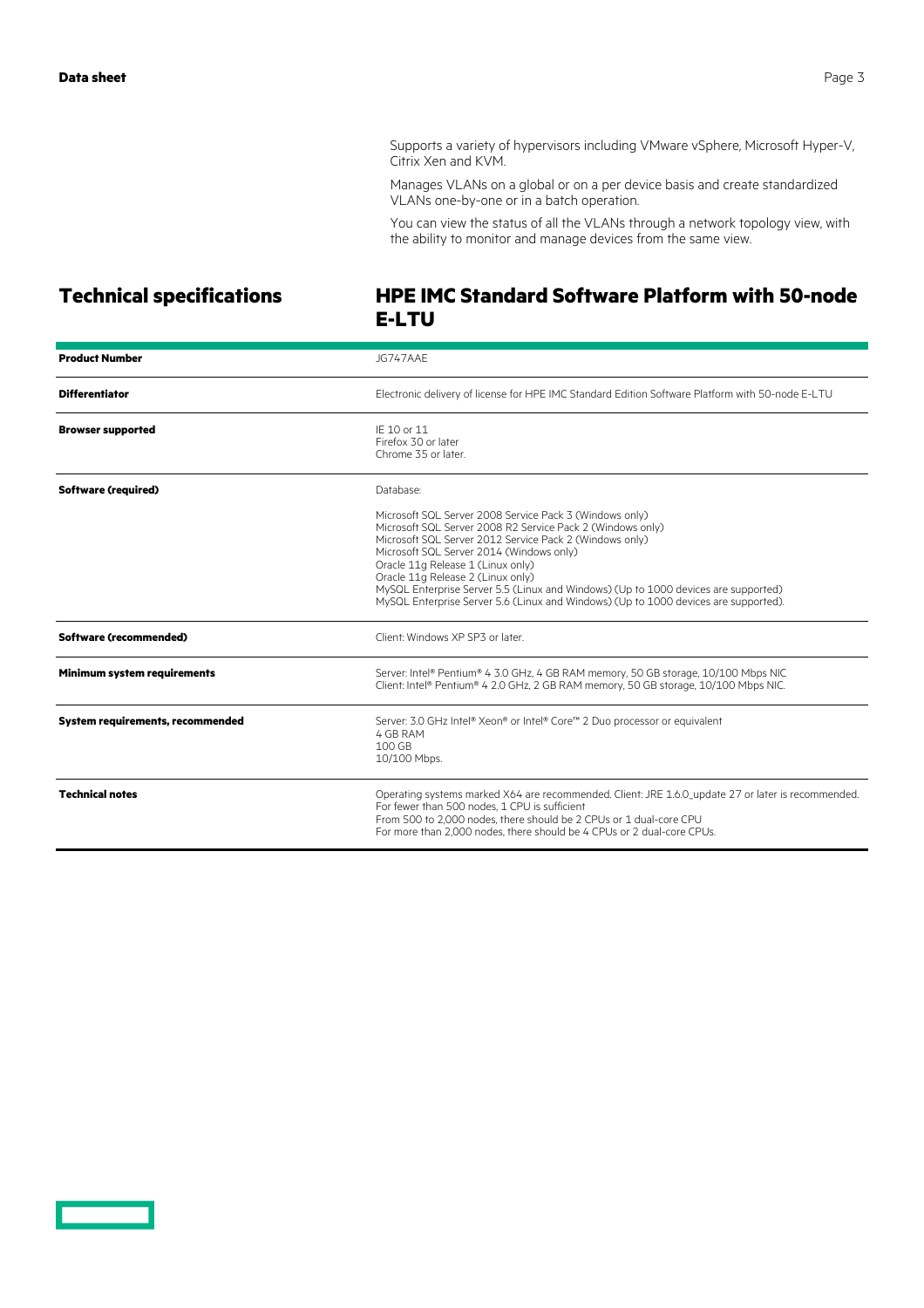Supports a variety of hypervisors including VMware vSphere, Microsoft Hyper-V, Citrix Xen and KVM.

Manages VLANs on a global or on a per device basis and create standardized VLANs one-by-one or in a batch operation.

You can view the status of all the VLANs through a network topology view, with the ability to monitor and manage devices from the same view.

## Technical specifications

## HPE IMC Standard Software Platform with 50-node E-LTU

| | |
|---|---|
| **Product Number** | JG747AAE |
| **Differentiator** | Electronic delivery of license for HPE IMC Standard Edition Software Platform with 50-node E-LTU |
| **Browser supported** | IE 10 or 11<br>Firefox 30 or later<br>Chrome 35 or later. |
| **Software (required)** | Database:<br><br>Microsoft SQL Server 2008 Service Pack 3 (Windows only)<br>Microsoft SQL Server 2008 R2 Service Pack 2 (Windows only)<br>Microsoft SQL Server 2012 Service Pack 2 (Windows only)<br>Microsoft SQL Server 2014 (Windows only)<br>Oracle 11g Release 1 (Linux only)<br>Oracle 11g Release 2 (Linux only)<br>MySQL Enterprise Server 5.5 (Linux and Windows) (Up to 1000 devices are supported)<br>MySQL Enterprise Server 5.6 (Linux and Windows) (Up to 1000 devices are supported). |
| **Software (recommended)** | Client: Windows XP SP3 or later. |
| **Minimum system requirements** | Server: Intel® Pentium® 4 3.0 GHz, 4 GB RAM memory, 50 GB storage, 10/100 Mbps NIC<br>Client: Intel® Pentium® 4 2.0 GHz, 2 GB RAM memory, 50 GB storage, 10/100 Mbps NIC. |
| **System requirements, recommended** | Server: 3.0 GHz Intel® Xeon® or Intel® Core™ 2 Duo processor or equivalent<br>4 GB RAM<br>100 GB<br>10/100 Mbps. |
| **Technical notes** | Operating systems marked X64 are recommended. Client: JRE 1.6.0_update 27 or later is recommended.<br>For fewer than 500 nodes, 1 CPU is sufficient<br>From 500 to 2,000 nodes, there should be 2 CPUs or 1 dual-core CPU<br>For more than 2,000 nodes, there should be 4 CPUs or 2 dual-core CPUs. |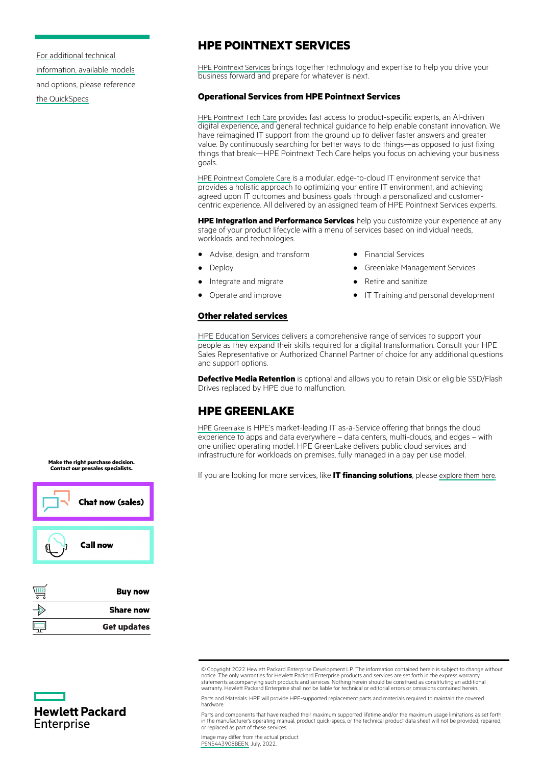For additional technical information, available models and options, please reference the QuickSpecs

## HPE POINTNEXT SERVICES

HPE Pointnext Services brings together technology and expertise to help you drive your business forward and prepare for whatever is next.

### Operational Services from HPE Pointnext Services

HPE Pointnext Tech Care provides fast access to product-specific experts, an AI-driven digital experience, and general technical guidance to help enable constant innovation. We have reimagined IT support from the ground up to deliver faster answers and greater value. By continuously searching for better ways to do things—as opposed to just fixing things that break—HPE Pointnext Tech Care helps you focus on achieving your business goals.

HPE Pointnext Complete Care is a modular, edge-to-cloud IT environment service that provides a holistic approach to optimizing your entire IT environment, and achieving agreed upon IT outcomes and business goals through a personalized and customer-centric experience. All delivered by an assigned team of HPE Pointnext Services experts.

**HPE Integration and Performance Services** help you customize your experience at any stage of your product lifecycle with a menu of services based on individual needs, workloads, and technologies.

- Advise, design, and transform
- Deploy
- Integrate and migrate
- Operate and improve
- Financial Services
- Greenlake Management Services
- Retire and sanitize
- IT Training and personal development

### Other related services

HPE Education Services delivers a comprehensive range of services to support your people as they expand their skills required for a digital transformation. Consult your HPE Sales Representative or Authorized Channel Partner of choice for any additional questions and support options.

**Defective Media Retention** is optional and allows you to retain Disk or eligible SSD/Flash Drives replaced by HPE due to malfunction.

## HPE GREENLAKE

HPE Greenlake is HPE's market-leading IT as-a-Service offering that brings the cloud experience to apps and data everywhere – data centers, multi-clouds, and edges – with one unified operating model. HPE GreenLake delivers public cloud services and infrastructure for workloads on premises, fully managed in a pay per use model.

If you are looking for more services, like **IT financing solutions**, please explore them here.

**Make the right purchase decision. Contact our presales specialists.**

Chat now (sales)

Call now

Buy now

Share now

Get updates

Hewlett Packard Enterprise

© Copyright 2022 Hewlett Packard Enterprise Development LP. The information contained herein is subject to change without notice. The only warranties for Hewlett Packard Enterprise products and services are set forth in the express warranty statements accompanying such products and services. Nothing herein should be construed as constituting an additional warranty. Hewlett Packard Enterprise shall not be liable for technical or editorial errors or omissions contained herein.

Parts and Materials: HPE will provide HPE-supported replacement parts and materials required to maintain the covered hardware.

Parts and components that have reached their maximum supported lifetime and/or the maximum usage limitations as set forth in the manufacturer's operating manual, product quick-specs, or the technical product data sheet will not be provided, repaired, or replaced as part of these services.

Image may differ from the actual product

PSN5443908BEEN, July, 2022.